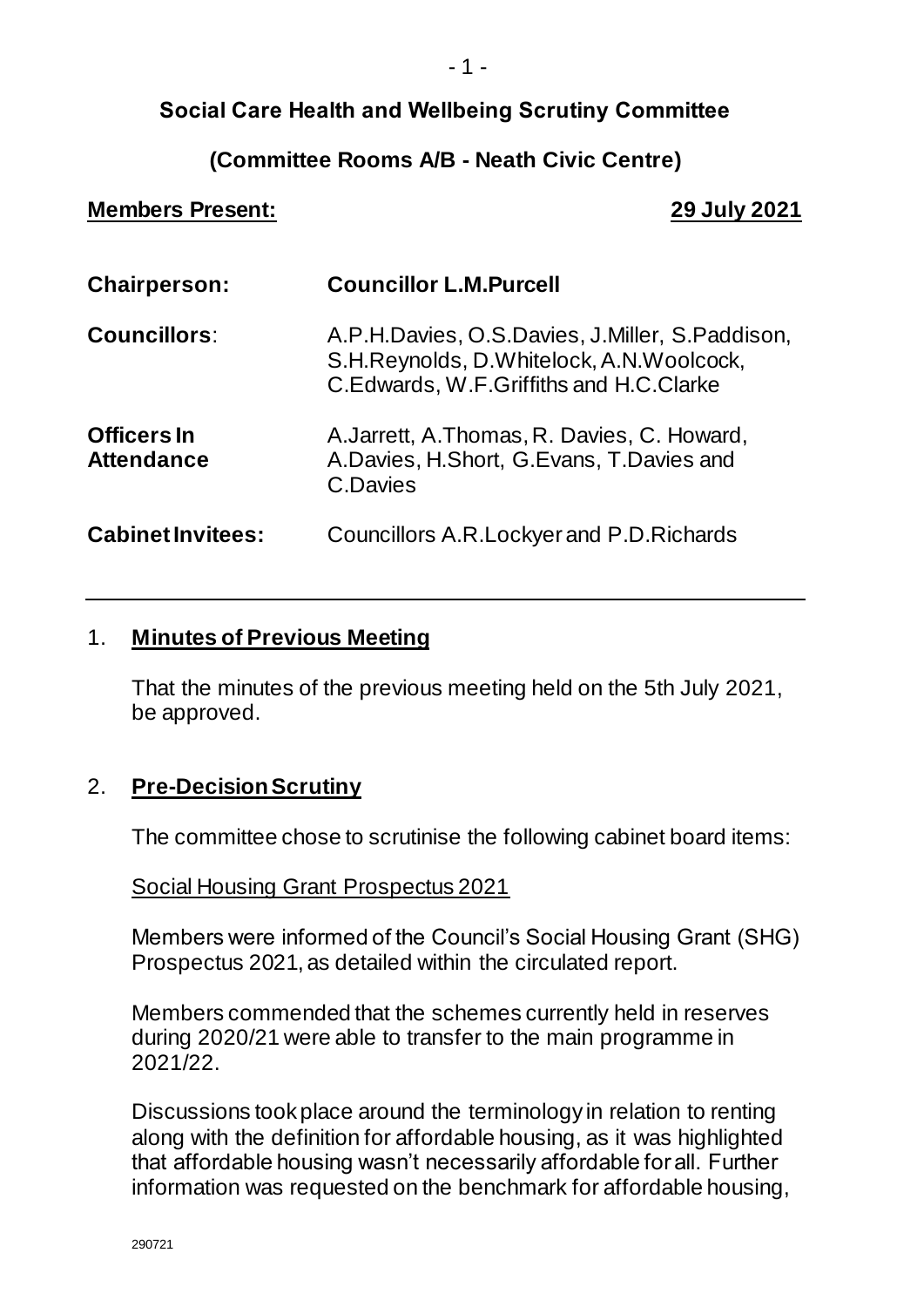# Social Care Health and Wellbeing Scrutiny Committee

## (Committee Rooms A/B - Neath Civic Centre)

**Members Present:** **29 July 2021**

| | |
|---|---|
| **Chairperson:** | **Councillor L.M.Purcell** |
| **Councillors**: | A.P.H.Davies, O.S.Davies, J.Miller, S.Paddison, S.H.Reynolds, D.Whitelock, A.N.Woolcock, C.Edwards, W.F.Griffiths and H.C.Clarke |
| **Officers In Attendance** | A.Jarrett, A.Thomas, R. Davies, C. Howard, A.Davies, H.Short, G.Evans, T.Davies and C.Davies |
| **Cabinet Invitees:** | Councillors A.R.Lockyer and P.D.Richards |

---

1. **Minutes of Previous Meeting**

   That the minutes of the previous meeting held on the 5th July 2021, be approved.

2. **Pre-Decision Scrutiny**

   The committee chose to scrutinise the following cabinet board items:

   Social Housing Grant Prospectus 2021

   Members were informed of the Council's Social Housing Grant (SHG) Prospectus 2021, as detailed within the circulated report.

   Members commended that the schemes currently held in reserves during 2020/21 were able to transfer to the main programme in 2021/22.

   Discussions took place around the terminology in relation to renting along with the definition for affordable housing, as it was highlighted that affordable housing wasn't necessarily affordable for all. Further information was requested on the benchmark for affordable housing,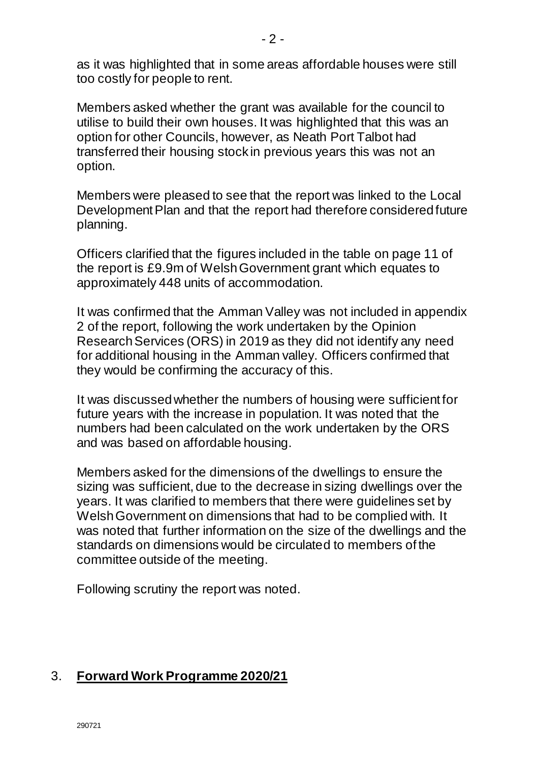as it was highlighted that in some areas affordable houses were still too costly for people to rent.

Members asked whether the grant was available for the council to utilise to build their own houses. It was highlighted that this was an option for other Councils, however, as Neath Port Talbot had transferred their housing stock in previous years this was not an option.

Members were pleased to see that the report was linked to the Local Development Plan and that the report had therefore considered future planning.

Officers clarified that the figures included in the table on page 11 of the report is £9.9m of Welsh Government grant which equates to approximately 448 units of accommodation.

It was confirmed that the Amman Valley was not included in appendix 2 of the report, following the work undertaken by the Opinion Research Services (ORS) in 2019 as they did not identify any need for additional housing in the Amman valley. Officers confirmed that they would be confirming the accuracy of this.

It was discussed whether the numbers of housing were sufficient for future years with the increase in population. It was noted that the numbers had been calculated on the work undertaken by the ORS and was based on affordable housing.

Members asked for the dimensions of the dwellings to ensure the sizing was sufficient, due to the decrease in sizing dwellings over the years. It was clarified to members that there were guidelines set by Welsh Government on dimensions that had to be complied with. It was noted that further information on the size of the dwellings and the standards on dimensions would be circulated to members of the committee outside of the meeting.

Following scrutiny the report was noted.

## 3. **Forward Work Programme 2020/21**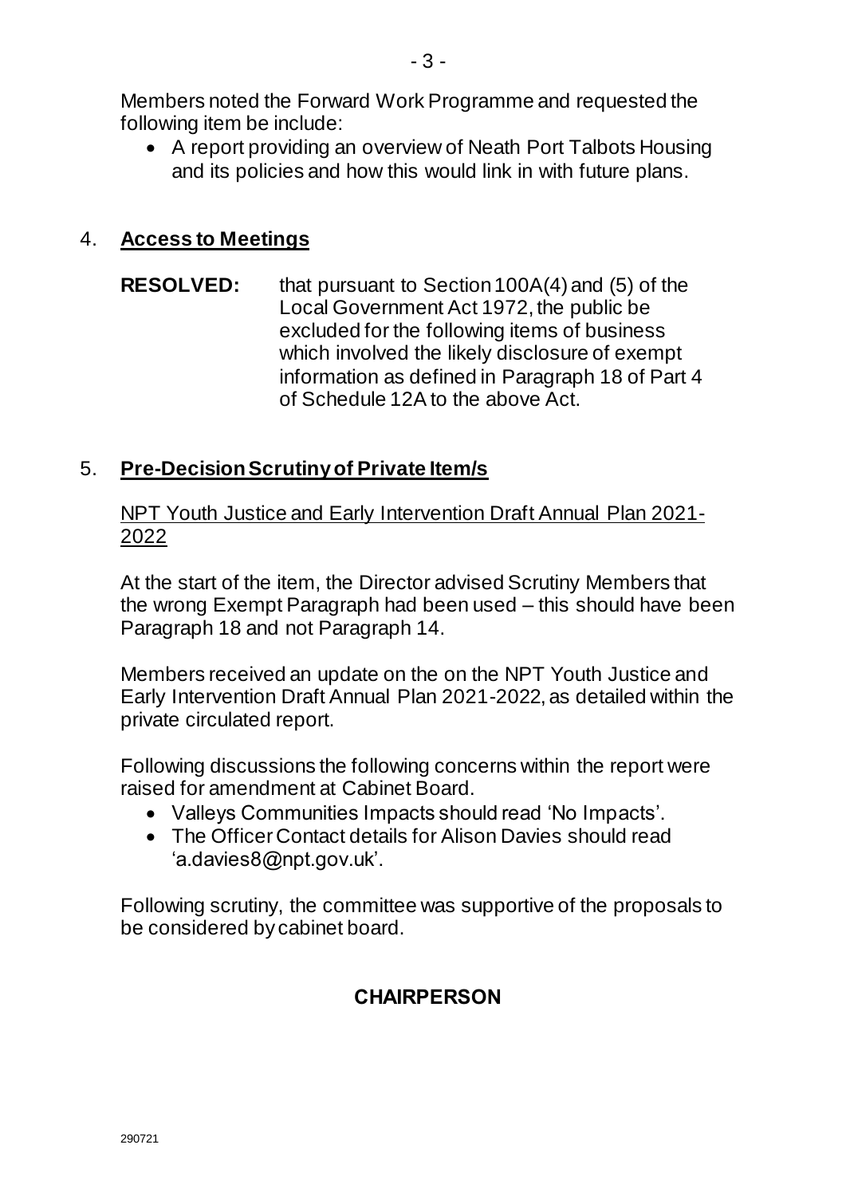Members noted the Forward Work Programme and requested the following item be include:

- A report providing an overview of Neath Port Talbots Housing and its policies and how this would link in with future plans.

## 4. **Access to Meetings**

**RESOLVED:** that pursuant to Section 100A(4) and (5) of the Local Government Act 1972, the public be excluded for the following items of business which involved the likely disclosure of exempt information as defined in Paragraph 18 of Part 4 of Schedule 12A to the above Act.

## 5. **Pre-Decision Scrutiny of Private Item/s**

NPT Youth Justice and Early Intervention Draft Annual Plan 2021-2022

At the start of the item, the Director advised Scrutiny Members that the wrong Exempt Paragraph had been used – this should have been Paragraph 18 and not Paragraph 14.

Members received an update on the on the NPT Youth Justice and Early Intervention Draft Annual Plan 2021-2022, as detailed within the private circulated report.

Following discussions the following concerns within the report were raised for amendment at Cabinet Board.

- Valleys Communities Impacts should read 'No Impacts'.
- The Officer Contact details for Alison Davies should read 'a.davies8@npt.gov.uk'.

Following scrutiny, the committee was supportive of the proposals to be considered by cabinet board.

**CHAIRPERSON**

290721